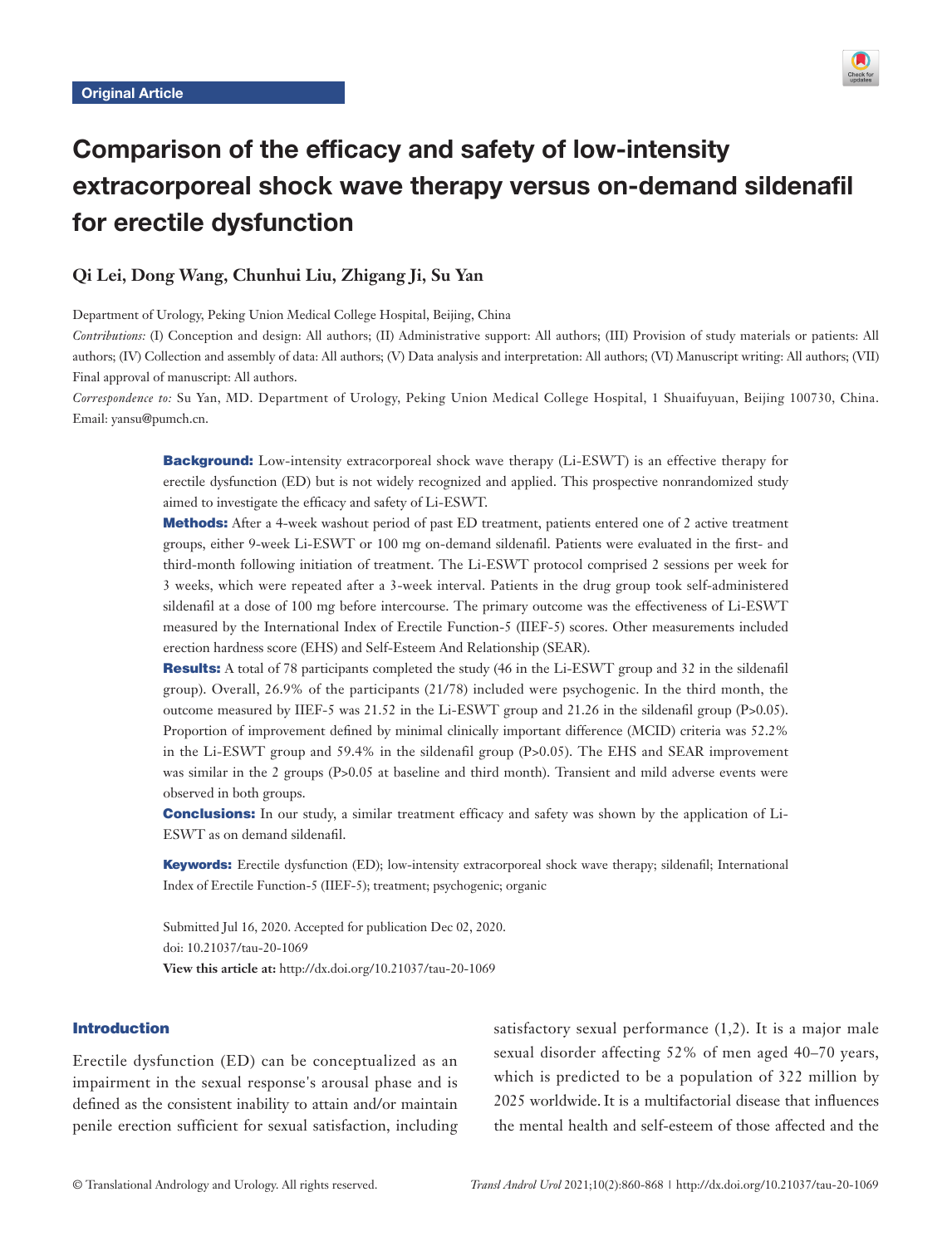Original Article

# Comparison of the efficacy and safety of low-intensity extracorporeal shock wave therapy versus on-demand sildenafil for erectile dysfunction

**Qi Lei, Dong Wang, Chunhui Liu, Zhigang Ji, Su Yan**

Department of Urology, Peking Union Medical College Hospital, Beijing, China

*Contributions:* (I) Conception and design: All authors; (II) Administrative support: All authors; (III) Provision of study materials or patients: All authors; (IV) Collection and assembly of data: All authors; (V) Data analysis and interpretation: All authors; (VI) Manuscript writing: All authors; (VII) Final approval of manuscript: All authors.

*Correspondence to:* Su Yan, MD. Department of Urology, Peking Union Medical College Hospital, 1 Shuaifuyuan, Beijing 100730, China. Email: yansu@pumch.cn.

**Background:** Low-intensity extracorporeal shock wave therapy (Li-ESWT) is an effective therapy for erectile dysfunction (ED) but is not widely recognized and applied. This prospective nonrandomized study aimed to investigate the efficacy and safety of Li-ESWT.

**Methods:** After a 4-week washout period of past ED treatment, patients entered one of 2 active treatment groups, either 9-week Li-ESWT or 100 mg on-demand sildenafil. Patients were evaluated in the first- and third-month following initiation of treatment. The Li-ESWT protocol comprised 2 sessions per week for 3 weeks, which were repeated after a 3-week interval. Patients in the drug group took self-administered sildenafil at a dose of 100 mg before intercourse. The primary outcome was the effectiveness of Li-ESWT measured by the International Index of Erectile Function-5 (IIEF-5) scores. Other measurements included erection hardness score (EHS) and Self-Esteem And Relationship (SEAR).

**Results:** A total of 78 participants completed the study (46 in the Li-ESWT group and 32 in the sildenafil group). Overall, 26.9% of the participants (21/78) included were psychogenic. In the third month, the outcome measured by IIEF-5 was 21.52 in the Li-ESWT group and 21.26 in the sildenafil group ($P>0.05$). Proportion of improvement defined by minimal clinically important difference (MCID) criteria was 52.2% in the Li-ESWT group and 59.4% in the sildenafil group ($P>0.05$). The EHS and SEAR improvement was similar in the 2 groups ($P>0.05$ at baseline and third month). Transient and mild adverse events were observed in both groups.

**Conclusions:** In our study, a similar treatment efficacy and safety was shown by the application of Li-ESWT as on demand sildenafil.

**Keywords:** Erectile dysfunction (ED); low-intensity extracorporeal shock wave therapy; sildenafil; International Index of Erectile Function-5 (IIEF-5); treatment; psychogenic; organic

Submitted Jul 16, 2020. Accepted for publication Dec 02, 2020.
doi: 10.21037/tau-20-1069
**View this article at:** http://dx.doi.org/10.21037/tau-20-1069

## Introduction

Erectile dysfunction (ED) can be conceptualized as an impairment in the sexual response's arousal phase and is defined as the consistent inability to attain and/or maintain penile erection sufficient for sexual satisfaction, including satisfactory sexual performance (1,2). It is a major male sexual disorder affecting 52% of men aged 40–70 years, which is predicted to be a population of 322 million by 2025 worldwide. It is a multifactorial disease that influences the mental health and self-esteem of those affected and the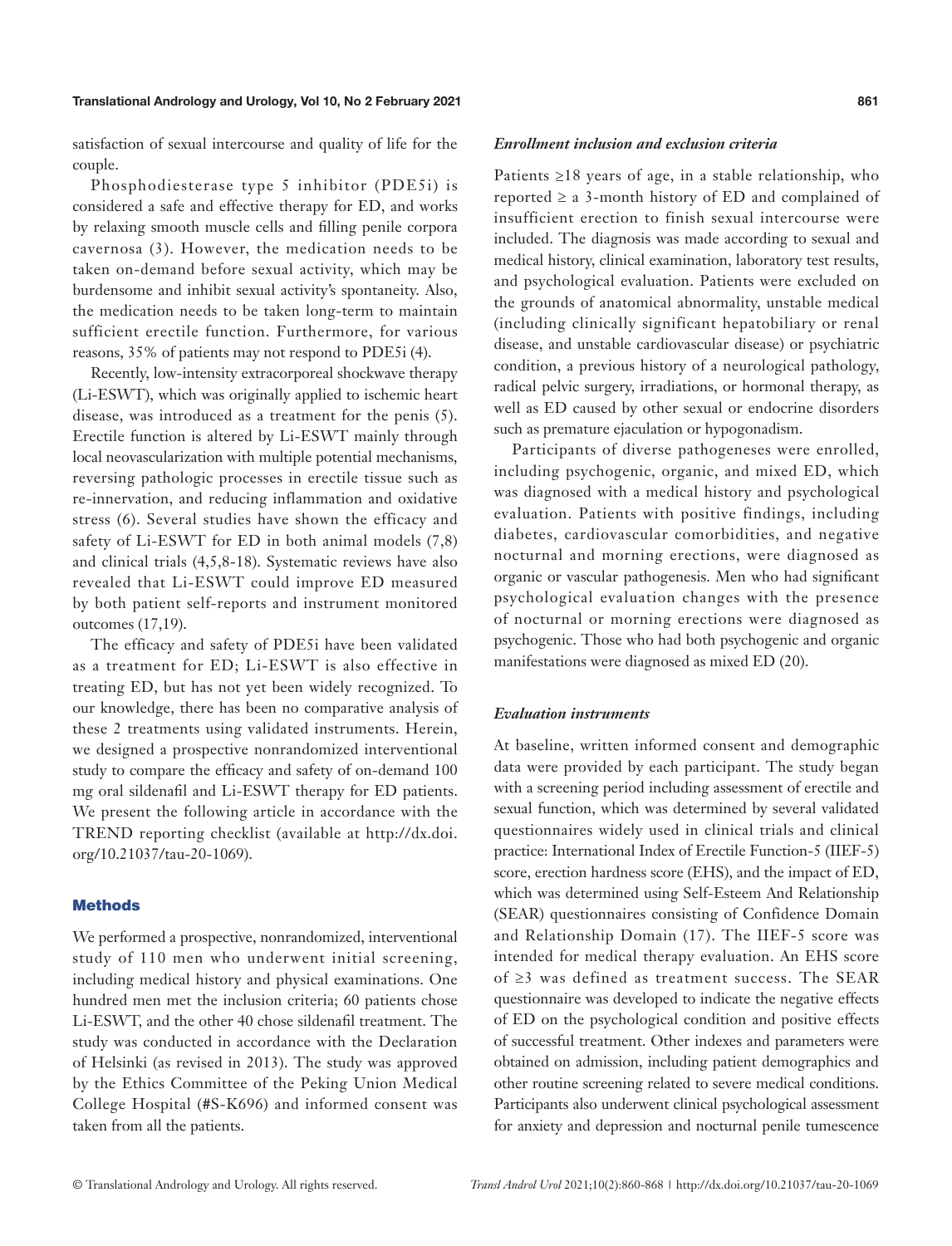satisfaction of sexual intercourse and quality of life for the couple.

Phosphodiesterase type 5 inhibitor (PDE5i) is considered a safe and effective therapy for ED, and works by relaxing smooth muscle cells and filling penile corpora cavernosa (3). However, the medication needs to be taken on-demand before sexual activity, which may be burdensome and inhibit sexual activity's spontaneity. Also, the medication needs to be taken long-term to maintain sufficient erectile function. Furthermore, for various reasons, 35% of patients may not respond to PDE5i (4).

Recently, low-intensity extracorporeal shockwave therapy (Li-ESWT), which was originally applied to ischemic heart disease, was introduced as a treatment for the penis (5). Erectile function is altered by Li-ESWT mainly through local neovascularization with multiple potential mechanisms, reversing pathologic processes in erectile tissue such as re-innervation, and reducing inflammation and oxidative stress (6). Several studies have shown the efficacy and safety of Li-ESWT for ED in both animal models (7,8) and clinical trials (4,5,8-18). Systematic reviews have also revealed that Li-ESWT could improve ED measured by both patient self-reports and instrument monitored outcomes (17,19).

The efficacy and safety of PDE5i have been validated as a treatment for ED; Li-ESWT is also effective in treating ED, but has not yet been widely recognized. To our knowledge, there has been no comparative analysis of these 2 treatments using validated instruments. Herein, we designed a prospective nonrandomized interventional study to compare the efficacy and safety of on-demand 100 mg oral sildenafil and Li-ESWT therapy for ED patients. We present the following article in accordance with the TREND reporting checklist (available at http://dx.doi.org/10.21037/tau-20-1069).

## Methods

We performed a prospective, nonrandomized, interventional study of 110 men who underwent initial screening, including medical history and physical examinations. One hundred men met the inclusion criteria; 60 patients chose Li-ESWT, and the other 40 chose sildenafil treatment. The study was conducted in accordance with the Declaration of Helsinki (as revised in 2013). The study was approved by the Ethics Committee of the Peking Union Medical College Hospital (#S-K696) and informed consent was taken from all the patients.

### *Enrollment inclusion and exclusion criteria*

Patients ≥18 years of age, in a stable relationship, who reported ≥ a 3-month history of ED and complained of insufficient erection to finish sexual intercourse were included. The diagnosis was made according to sexual and medical history, clinical examination, laboratory test results, and psychological evaluation. Patients were excluded on the grounds of anatomical abnormality, unstable medical (including clinically significant hepatobiliary or renal disease, and unstable cardiovascular disease) or psychiatric condition, a previous history of a neurological pathology, radical pelvic surgery, irradiations, or hormonal therapy, as well as ED caused by other sexual or endocrine disorders such as premature ejaculation or hypogonadism.

Participants of diverse pathogeneses were enrolled, including psychogenic, organic, and mixed ED, which was diagnosed with a medical history and psychological evaluation. Patients with positive findings, including diabetes, cardiovascular comorbidities, and negative nocturnal and morning erections, were diagnosed as organic or vascular pathogenesis. Men who had significant psychological evaluation changes with the presence of nocturnal or morning erections were diagnosed as psychogenic. Those who had both psychogenic and organic manifestations were diagnosed as mixed ED (20).

### *Evaluation instruments*

At baseline, written informed consent and demographic data were provided by each participant. The study began with a screening period including assessment of erectile and sexual function, which was determined by several validated questionnaires widely used in clinical trials and clinical practice: International Index of Erectile Function-5 (IIEF-5) score, erection hardness score (EHS), and the impact of ED, which was determined using Self-Esteem And Relationship (SEAR) questionnaires consisting of Confidence Domain and Relationship Domain (17). The IIEF-5 score was intended for medical therapy evaluation. An EHS score of ≥3 was defined as treatment success. The SEAR questionnaire was developed to indicate the negative effects of ED on the psychological condition and positive effects of successful treatment. Other indexes and parameters were obtained on admission, including patient demographics and other routine screening related to severe medical conditions. Participants also underwent clinical psychological assessment for anxiety and depression and nocturnal penile tumescence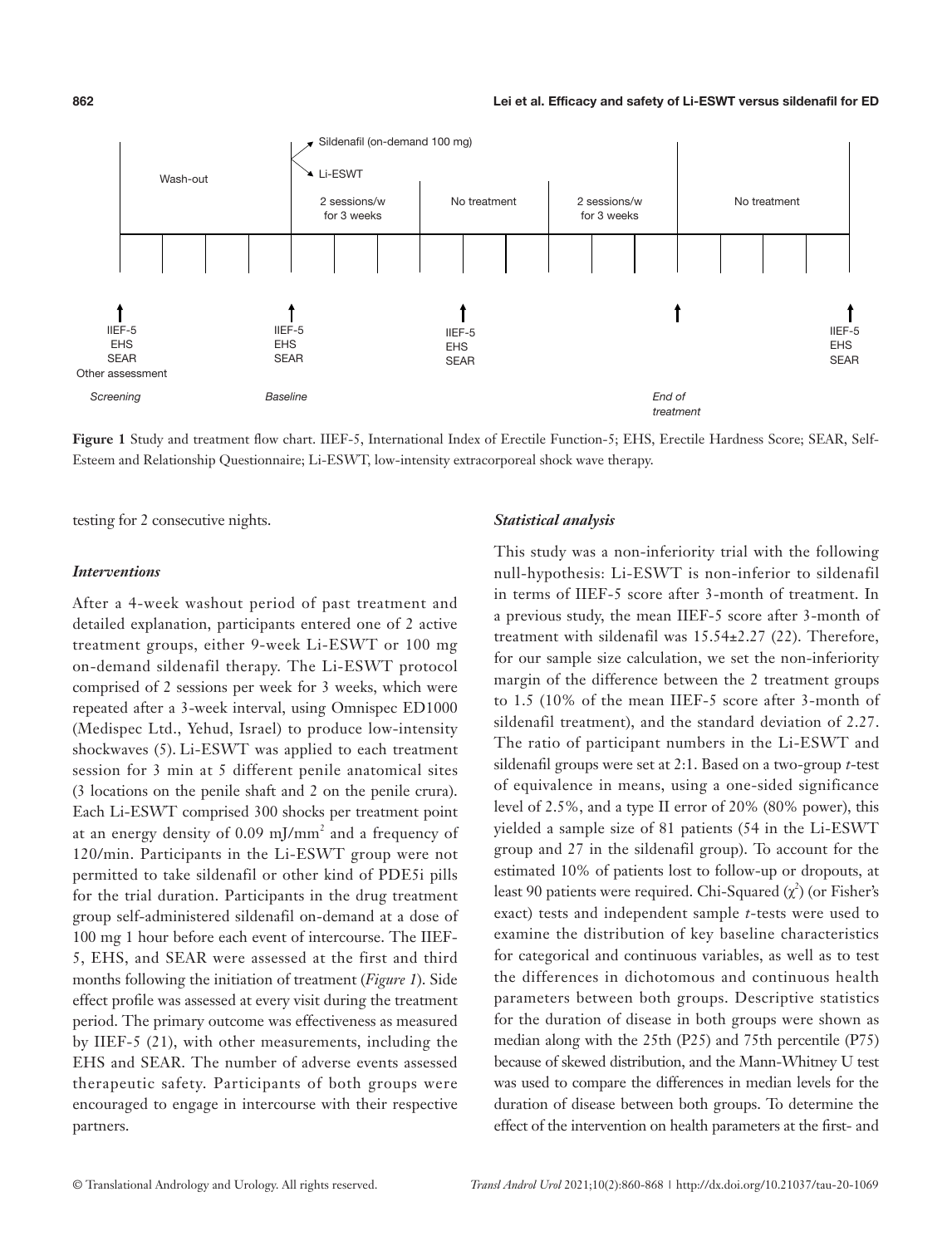Sildenafil (on-demand 100 mg)

Li-ESWT

| Wash-out | 2 sessions/w for 3 weeks | No treatment | 2 sessions/w for 3 weeks | No treatment |
|---|---|---|---|---|

| Screening | Baseline | | End of treatment | |
|---|---|---|---|---|
| IIEF-5, EHS, SEAR, Other assessment | IIEF-5, EHS, SEAR | IIEF-5, EHS, SEAR | | IIEF-5, EHS, SEAR |

**Figure 1** Study and treatment flow chart. IIEF-5, International Index of Erectile Function-5; EHS, Erectile Hardness Score; SEAR, Self-Esteem and Relationship Questionnaire; Li-ESWT, low-intensity extracorporeal shock wave therapy.

testing for 2 consecutive nights.

### *Interventions*

After a 4-week washout period of past treatment and detailed explanation, participants entered one of 2 active treatment groups, either 9-week Li-ESWT or 100 mg on-demand sildenafil therapy. The Li-ESWT protocol comprised of 2 sessions per week for 3 weeks, which were repeated after a 3-week interval, using Omnispec ED1000 (Medispec Ltd., Yehud, Israel) to produce low-intensity shockwaves (5). Li-ESWT was applied to each treatment session for 3 min at 5 different penile anatomical sites (3 locations on the penile shaft and 2 on the penile crura). Each Li-ESWT comprised 300 shocks per treatment point at an energy density of 0.09 mJ/mm$^2$ and a frequency of 120/min. Participants in the Li-ESWT group were not permitted to take sildenafil or other kind of PDE5i pills for the trial duration. Participants in the drug treatment group self-administered sildenafil on-demand at a dose of 100 mg 1 hour before each event of intercourse. The IIEF-5, EHS, and SEAR were assessed at the first and third months following the initiation of treatment (*Figure 1*). Side effect profile was assessed at every visit during the treatment period. The primary outcome was effectiveness as measured by IIEF-5 (21), with other measurements, including the EHS and SEAR. The number of adverse events assessed therapeutic safety. Participants of both groups were encouraged to engage in intercourse with their respective partners.

### *Statistical analysis*

This study was a non-inferiority trial with the following null-hypothesis: Li-ESWT is non-inferior to sildenafil in terms of IIEF-5 score after 3-month of treatment. In a previous study, the mean IIEF-5 score after 3-month of treatment with sildenafil was 15.54±2.27 (22). Therefore, for our sample size calculation, we set the non-inferiority margin of the difference between the 2 treatment groups to 1.5 (10% of the mean IIEF-5 score after 3-month of sildenafil treatment), and the standard deviation of 2.27. The ratio of participant numbers in the Li-ESWT and sildenafil groups were set at 2:1. Based on a two-group *t*-test of equivalence in means, using a one-sided significance level of 2.5%, and a type II error of 20% (80% power), this yielded a sample size of 81 patients (54 in the Li-ESWT group and 27 in the sildenafil group). To account for the estimated 10% of patients lost to follow-up or dropouts, at least 90 patients were required. Chi-Squared ($\chi^2$) (or Fisher's exact) tests and independent sample *t*-tests were used to examine the distribution of key baseline characteristics for categorical and continuous variables, as well as to test the differences in dichotomous and continuous health parameters between both groups. Descriptive statistics for the duration of disease in both groups were shown as median along with the 25th (P25) and 75th percentile (P75) because of skewed distribution, and the Mann-Whitney U test was used to compare the differences in median levels for the duration of disease between both groups. To determine the effect of the intervention on health parameters at the first- and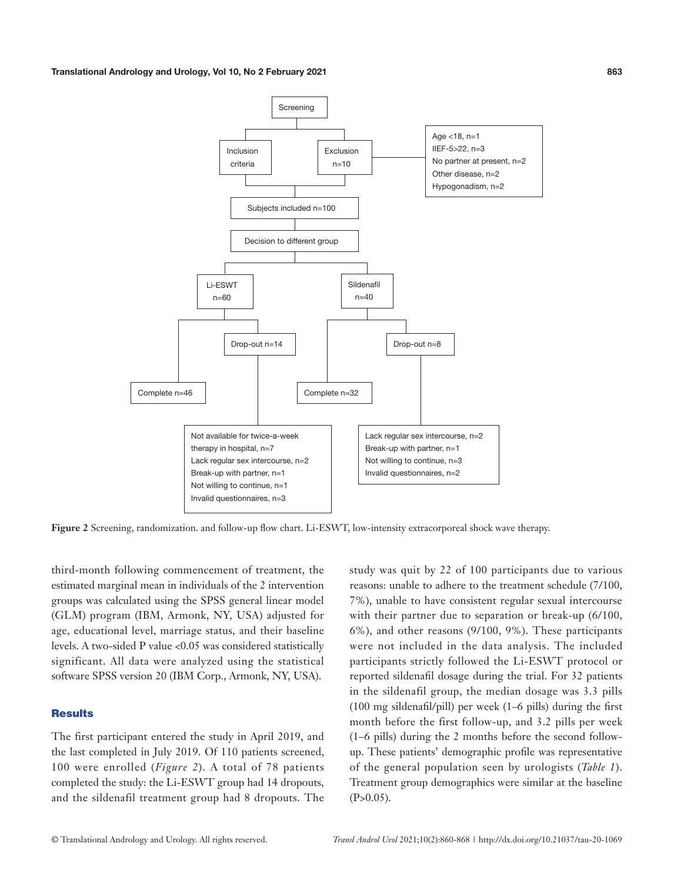Screening

Inclusion criteria

Exclusion n=10

Age <18, n=1
IIEF-5>22, n=3
No partner at present, n=2
Other disease, n=2
Hypogonadism, n=2

Subjects included n=100

Decision to different group

Li-ESWT n=60

Sildenafil n=40

Drop-out n=14

Drop-out n=8

Complete n=46

Complete n=32

Not available for twice-a-week therapy in hospital, n=7
Lack regular sex intercourse, n=2
Break-up with partner, n=1
Not willing to continue, n=1
Invalid questionnaires, n=3

Lack regular sex intercourse, n=2
Break-up with partner, n=1
Not willing to continue, n=3
Invalid questionnaires, n=2

**Figure 2** Screening, randomization. and follow-up flow chart. Li-ESWT, low-intensity extracorporeal shock wave therapy.

third-month following commencement of treatment, the estimated marginal mean in individuals of the 2 intervention groups was calculated using the SPSS general linear model (GLM) program (IBM, Armonk, NY, USA) adjusted for age, educational level, marriage status, and their baseline levels. A two-sided P value <0.05 was considered statistically significant. All data were analyzed using the statistical software SPSS version 20 (IBM Corp., Armonk, NY, USA).

## Results

The first participant entered the study in April 2019, and the last completed in July 2019. Of 110 patients screened, 100 were enrolled (*Figure 2*). A total of 78 patients completed the study: the Li-ESWT group had 14 dropouts, and the sildenafil treatment group had 8 dropouts. The study was quit by 22 of 100 participants due to various reasons: unable to adhere to the treatment schedule (7/100, 7%), unable to have consistent regular sexual intercourse with their partner due to separation or break-up (6/100, 6%), and other reasons (9/100, 9%). These participants were not included in the data analysis. The included participants strictly followed the Li-ESWT protocol or reported sildenafil dosage during the trial. For 32 patients in the sildenafil group, the median dosage was 3.3 pills (100 mg sildenafil/pill) per week (1–6 pills) during the first month before the first follow-up, and 3.2 pills per week (1–6 pills) during the 2 months before the second follow-up. These patients' demographic profile was representative of the general population seen by urologists (*Table 1*). Treatment group demographics were similar at the baseline (P>0.05).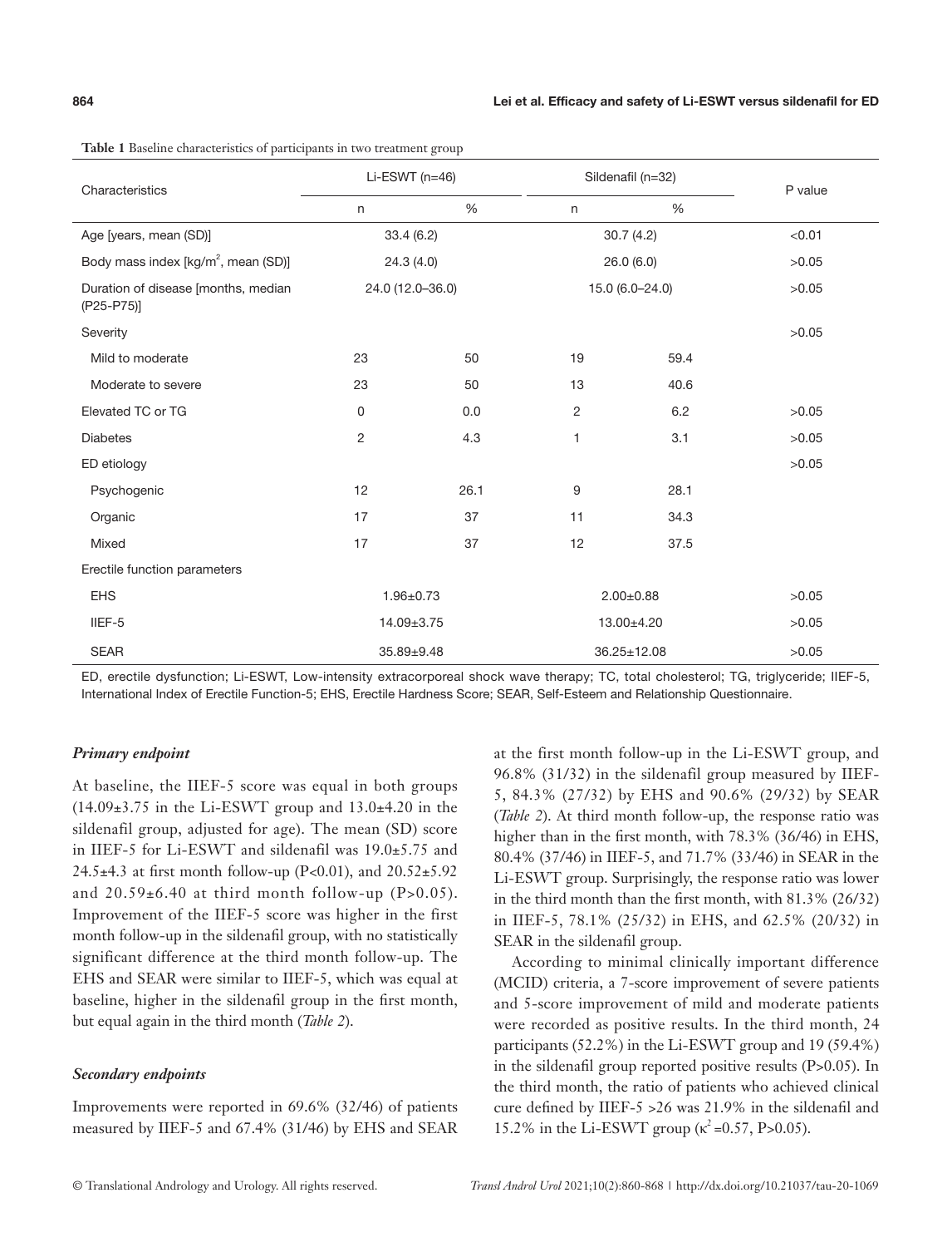**Table 1** Baseline characteristics of participants in two treatment group

| Characteristics | Li-ESWT (n=46) | | Sildenafil (n=32) | | P value |
|---|---|---|---|---|---|
| | n | % | n | % | |
| Age [years, mean (SD)] | 33.4 (6.2) | | 30.7 (4.2) | | <0.01 |
| Body mass index [kg/m$^2$, mean (SD)] | 24.3 (4.0) | | 26.0 (6.0) | | >0.05 |
| Duration of disease [months, median (P25-P75)] | 24.0 (12.0–36.0) | | 15.0 (6.0–24.0) | | >0.05 |
| Severity | | | | | >0.05 |
| Mild to moderate | 23 | 50 | 19 | 59.4 | |
| Moderate to severe | 23 | 50 | 13 | 40.6 | |
| Elevated TC or TG | 0 | 0.0 | 2 | 6.2 | >0.05 |
| Diabetes | 2 | 4.3 | 1 | 3.1 | >0.05 |
| ED etiology | | | | | >0.05 |
| Psychogenic | 12 | 26.1 | 9 | 28.1 | |
| Organic | 17 | 37 | 11 | 34.3 | |
| Mixed | 17 | 37 | 12 | 37.5 | |
| Erectile function parameters | | | | | |
| EHS | 1.96±0.73 | | 2.00±0.88 | | >0.05 |
| IIEF-5 | 14.09±3.75 | | 13.00±4.20 | | >0.05 |
| SEAR | 35.89±9.48 | | 36.25±12.08 | | >0.05 |

ED, erectile dysfunction; Li-ESWT, Low-intensity extracorporeal shock wave therapy; TC, total cholesterol; TG, triglyceride; IIEF-5, International Index of Erectile Function-5; EHS, Erectile Hardness Score; SEAR, Self-Esteem and Relationship Questionnaire.

### *Primary endpoint*

At baseline, the IIEF-5 score was equal in both groups (14.09±3.75 in the Li-ESWT group and 13.0±4.20 in the sildenafil group, adjusted for age). The mean (SD) score in IIEF-5 for Li-ESWT and sildenafil was 19.0±5.75 and 24.5±4.3 at first month follow-up (P<0.01), and 20.52±5.92 and 20.59±6.40 at third month follow-up (P>0.05). Improvement of the IIEF-5 score was higher in the first month follow-up in the sildenafil group, with no statistically significant difference at the third month follow-up. The EHS and SEAR were similar to IIEF-5, which was equal at baseline, higher in the sildenafil group in the first month, but equal again in the third month (*Table 2*).

### *Secondary endpoints*

Improvements were reported in 69.6% (32/46) of patients measured by IIEF-5 and 67.4% (31/46) by EHS and SEAR at the first month follow-up in the Li-ESWT group, and 96.8% (31/32) in the sildenafil group measured by IIEF-5, 84.3% (27/32) by EHS and 90.6% (29/32) by SEAR (*Table 2*). At third month follow-up, the response ratio was higher than in the first month, with 78.3% (36/46) in EHS, 80.4% (37/46) in IIEF-5, and 71.7% (33/46) in SEAR in the Li-ESWT group. Surprisingly, the response ratio was lower in the third month than the first month, with 81.3% (26/32) in IIEF-5, 78.1% (25/32) in EHS, and 62.5% (20/32) in SEAR in the sildenafil group.

According to minimal clinically important difference (MCID) criteria, a 7-score improvement of severe patients and 5-score improvement of mild and moderate patients were recorded as positive results. In the third month, 24 participants (52.2%) in the Li-ESWT group and 19 (59.4%) in the sildenafil group reported positive results (P>0.05). In the third month, the ratio of patients who achieved clinical cure defined by IIEF-5 >26 was 21.9% in the sildenafil and 15.2% in the Li-ESWT group ($\kappa^2$=0.57, P>0.05).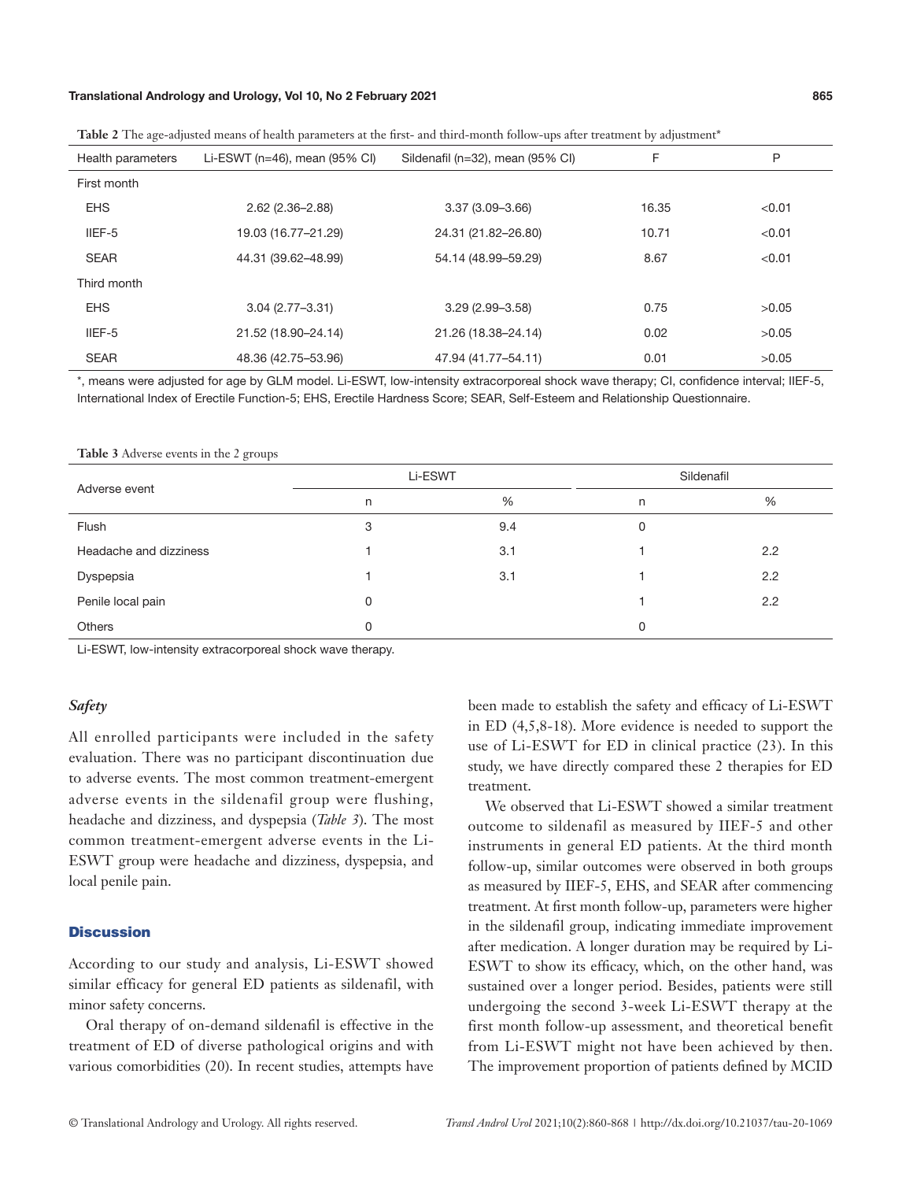**Table 2** The age-adjusted means of health parameters at the first- and third-month follow-ups after treatment by adjustment*

| Health parameters | Li-ESWT (n=46), mean (95% CI) | Sildenafil (n=32), mean (95% CI) | F | P |
|---|---|---|---|---|
| First month | | | | |
| EHS | 2.62 (2.36–2.88) | 3.37 (3.09–3.66) | 16.35 | <0.01 |
| IIEF-5 | 19.03 (16.77–21.29) | 24.31 (21.82–26.80) | 10.71 | <0.01 |
| SEAR | 44.31 (39.62–48.99) | 54.14 (48.99–59.29) | 8.67 | <0.01 |
| Third month | | | | |
| EHS | 3.04 (2.77–3.31) | 3.29 (2.99–3.58) | 0.75 | >0.05 |
| IIEF-5 | 21.52 (18.90–24.14) | 21.26 (18.38–24.14) | 0.02 | >0.05 |
| SEAR | 48.36 (42.75–53.96) | 47.94 (41.77–54.11) | 0.01 | >0.05 |

*, means were adjusted for age by GLM model. Li-ESWT, low-intensity extracorporeal shock wave therapy; CI, confidence interval; IIEF-5, International Index of Erectile Function-5; EHS, Erectile Hardness Score; SEAR, Self-Esteem and Relationship Questionnaire.

**Table 3** Adverse events in the 2 groups

| Adverse event | Li-ESWT | | Sildenafil | |
|---|---|---|---|---|
| | n | % | n | % |
| Flush | 3 | 9.4 | 0 | |
| Headache and dizziness | 1 | 3.1 | 1 | 2.2 |
| Dyspepsia | 1 | 3.1 | 1 | 2.2 |
| Penile local pain | 0 | | 1 | 2.2 |
| Others | 0 | | 0 | |

Li-ESWT, low-intensity extracorporeal shock wave therapy.

### *Safety*

All enrolled participants were included in the safety evaluation. There was no participant discontinuation due to adverse events. The most common treatment-emergent adverse events in the sildenafil group were flushing, headache and dizziness, and dyspepsia (*Table 3*). The most common treatment-emergent adverse events in the Li-ESWT group were headache and dizziness, dyspepsia, and local penile pain.

## Discussion

According to our study and analysis, Li-ESWT showed similar efficacy for general ED patients as sildenafil, with minor safety concerns.

Oral therapy of on-demand sildenafil is effective in the treatment of ED of diverse pathological origins and with various comorbidities (20). In recent studies, attempts have been made to establish the safety and efficacy of Li-ESWT in ED (4,5,8-18). More evidence is needed to support the use of Li-ESWT for ED in clinical practice (23). In this study, we have directly compared these 2 therapies for ED treatment.

We observed that Li-ESWT showed a similar treatment outcome to sildenafil as measured by IIEF-5 and other instruments in general ED patients. At the third month follow-up, similar outcomes were observed in both groups as measured by IIEF-5, EHS, and SEAR after commencing treatment. At first month follow-up, parameters were higher in the sildenafil group, indicating immediate improvement after medication. A longer duration may be required by Li-ESWT to show its efficacy, which, on the other hand, was sustained over a longer period. Besides, patients were still undergoing the second 3-week Li-ESWT therapy at the first month follow-up assessment, and theoretical benefit from Li-ESWT might not have been achieved by then. The improvement proportion of patients defined by MCID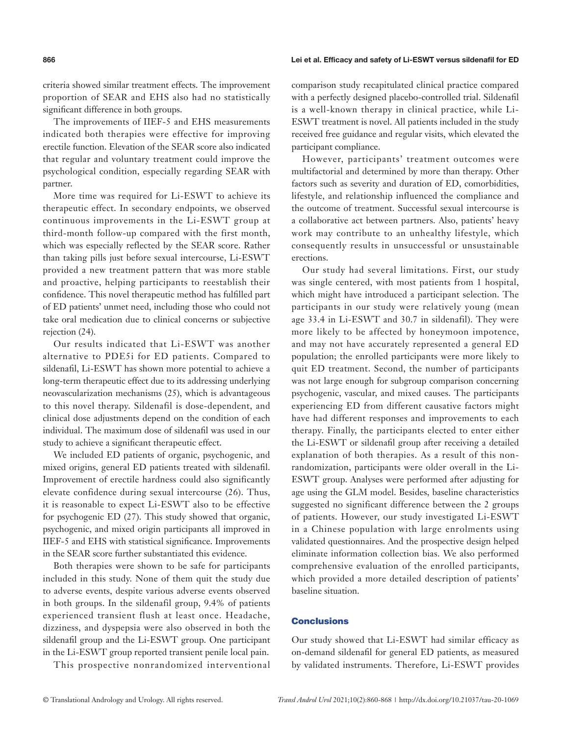criteria showed similar treatment effects. The improvement proportion of SEAR and EHS also had no statistically significant difference in both groups.

The improvements of IIEF-5 and EHS measurements indicated both therapies were effective for improving erectile function. Elevation of the SEAR score also indicated that regular and voluntary treatment could improve the psychological condition, especially regarding SEAR with partner.

More time was required for Li-ESWT to achieve its therapeutic effect. In secondary endpoints, we observed continuous improvements in the Li-ESWT group at third-month follow-up compared with the first month, which was especially reflected by the SEAR score. Rather than taking pills just before sexual intercourse, Li-ESWT provided a new treatment pattern that was more stable and proactive, helping participants to reestablish their confidence. This novel therapeutic method has fulfilled part of ED patients' unmet need, including those who could not take oral medication due to clinical concerns or subjective rejection (24).

Our results indicated that Li-ESWT was another alternative to PDE5i for ED patients. Compared to sildenafil, Li-ESWT has shown more potential to achieve a long-term therapeutic effect due to its addressing underlying neovascularization mechanisms (25), which is advantageous to this novel therapy. Sildenafil is dose-dependent, and clinical dose adjustments depend on the condition of each individual. The maximum dose of sildenafil was used in our study to achieve a significant therapeutic effect.

We included ED patients of organic, psychogenic, and mixed origins, general ED patients treated with sildenafil. Improvement of erectile hardness could also significantly elevate confidence during sexual intercourse (26). Thus, it is reasonable to expect Li-ESWT also to be effective for psychogenic ED (27). This study showed that organic, psychogenic, and mixed origin participants all improved in IIEF-5 and EHS with statistical significance. Improvements in the SEAR score further substantiated this evidence.

Both therapies were shown to be safe for participants included in this study. None of them quit the study due to adverse events, despite various adverse events observed in both groups. In the sildenafil group, 9.4% of patients experienced transient flush at least once. Headache, dizziness, and dyspepsia were also observed in both the sildenafil group and the Li-ESWT group. One participant in the Li-ESWT group reported transient penile local pain.

This prospective nonrandomized interventional comparison study recapitulated clinical practice compared with a perfectly designed placebo-controlled trial. Sildenafil is a well-known therapy in clinical practice, while Li-ESWT treatment is novel. All patients included in the study received free guidance and regular visits, which elevated the participant compliance.

However, participants' treatment outcomes were multifactorial and determined by more than therapy. Other factors such as severity and duration of ED, comorbidities, lifestyle, and relationship influenced the compliance and the outcome of treatment. Successful sexual intercourse is a collaborative act between partners. Also, patients' heavy work may contribute to an unhealthy lifestyle, which consequently results in unsuccessful or unsustainable erections.

Our study had several limitations. First, our study was single centered, with most patients from 1 hospital, which might have introduced a participant selection. The participants in our study were relatively young (mean age 33.4 in Li-ESWT and 30.7 in sildenafil). They were more likely to be affected by honeymoon impotence, and may not have accurately represented a general ED population; the enrolled participants were more likely to quit ED treatment. Second, the number of participants was not large enough for subgroup comparison concerning psychogenic, vascular, and mixed causes. The participants experiencing ED from different causative factors might have had different responses and improvements to each therapy. Finally, the participants elected to enter either the Li-ESWT or sildenafil group after receiving a detailed explanation of both therapies. As a result of this non-randomization, participants were older overall in the Li-ESWT group. Analyses were performed after adjusting for age using the GLM model. Besides, baseline characteristics suggested no significant difference between the 2 groups of patients. However, our study investigated Li-ESWT in a Chinese population with large enrolments using validated questionnaires. And the prospective design helped eliminate information collection bias. We also performed comprehensive evaluation of the enrolled participants, which provided a more detailed description of patients' baseline situation.

## Conclusions

Our study showed that Li-ESWT had similar efficacy as on-demand sildenafil for general ED patients, as measured by validated instruments. Therefore, Li-ESWT provides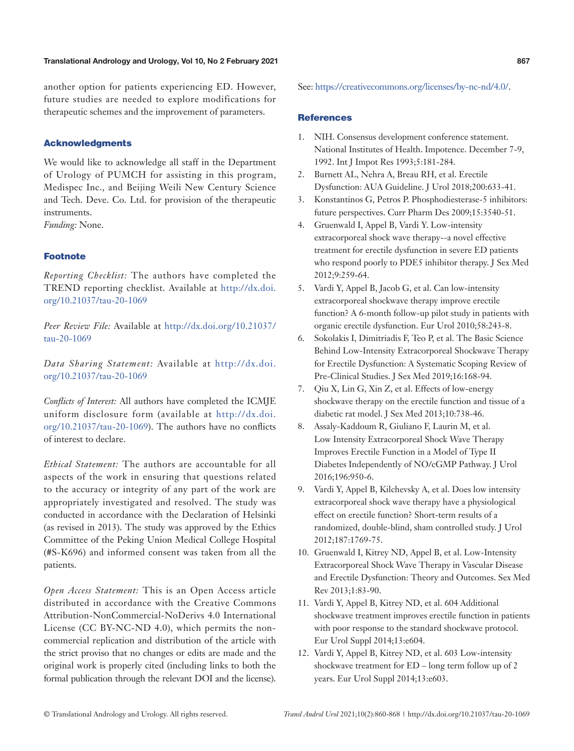another option for patients experiencing ED. However, future studies are needed to explore modifications for therapeutic schemes and the improvement of parameters.

## Acknowledgments

We would like to acknowledge all staff in the Department of Urology of PUMCH for assisting in this program, Medispec Inc., and Beijing Weili New Century Science and Tech. Deve. Co. Ltd. for provision of the therapeutic instruments.

*Funding:* None.

## Footnote

*Reporting Checklist:* The authors have completed the TREND reporting checklist. Available at http://dx.doi.org/10.21037/tau-20-1069

*Peer Review File:* Available at http://dx.doi.org/10.21037/tau-20-1069

*Data Sharing Statement:* Available at http://dx.doi.org/10.21037/tau-20-1069

*Conflicts of Interest:* All authors have completed the ICMJE uniform disclosure form (available at http://dx.doi.org/10.21037/tau-20-1069). The authors have no conflicts of interest to declare.

*Ethical Statement:* The authors are accountable for all aspects of the work in ensuring that questions related to the accuracy or integrity of any part of the work are appropriately investigated and resolved. The study was conducted in accordance with the Declaration of Helsinki (as revised in 2013). The study was approved by the Ethics Committee of the Peking Union Medical College Hospital (#S-K696) and informed consent was taken from all the patients.

*Open Access Statement:* This is an Open Access article distributed in accordance with the Creative Commons Attribution-NonCommercial-NoDerivs 4.0 International License (CC BY-NC-ND 4.0), which permits the non-commercial replication and distribution of the article with the strict proviso that no changes or edits are made and the original work is properly cited (including links to both the formal publication through the relevant DOI and the license). See: https://creativecommons.org/licenses/by-nc-nd/4.0/.

## References

1. NIH. Consensus development conference statement. National Institutes of Health. Impotence. December 7-9, 1992. Int J Impot Res 1993;5:181-284.
2. Burnett AL, Nehra A, Breau RH, et al. Erectile Dysfunction: AUA Guideline. J Urol 2018;200:633-41.
3. Konstantinos G, Petros P. Phosphodiesterase-5 inhibitors: future perspectives. Curr Pharm Des 2009;15:3540-51.
4. Gruenwald I, Appel B, Vardi Y. Low-intensity extracorporeal shock wave therapy--a novel effective treatment for erectile dysfunction in severe ED patients who respond poorly to PDE5 inhibitor therapy. J Sex Med 2012;9:259-64.
5. Vardi Y, Appel B, Jacob G, et al. Can low-intensity extracorporeal shockwave therapy improve erectile function? A 6-month follow-up pilot study in patients with organic erectile dysfunction. Eur Urol 2010;58:243-8.
6. Sokolakis I, Dimitriadis F, Teo P, et al. The Basic Science Behind Low-Intensity Extracorporeal Shockwave Therapy for Erectile Dysfunction: A Systematic Scoping Review of Pre-Clinical Studies. J Sex Med 2019;16:168-94.
7. Qiu X, Lin G, Xin Z, et al. Effects of low-energy shockwave therapy on the erectile function and tissue of a diabetic rat model. J Sex Med 2013;10:738-46.
8. Assaly-Kaddoum R, Giuliano F, Laurin M, et al. Low Intensity Extracorporeal Shock Wave Therapy Improves Erectile Function in a Model of Type II Diabetes Independently of NO/cGMP Pathway. J Urol 2016;196:950-6.
9. Vardi Y, Appel B, Kilchevsky A, et al. Does low intensity extracorporeal shock wave therapy have a physiological effect on erectile function? Short-term results of a randomized, double-blind, sham controlled study. J Urol 2012;187:1769-75.
10. Gruenwald I, Kitrey ND, Appel B, et al. Low-Intensity Extracorporeal Shock Wave Therapy in Vascular Disease and Erectile Dysfunction: Theory and Outcomes. Sex Med Rev 2013;1:83-90.
11. Vardi Y, Appel B, Kitrey ND, et al. 604 Additional shockwave treatment improves erectile function in patients with poor response to the standard shockwave protocol. Eur Urol Suppl 2014;13:e604.
12. Vardi Y, Appel B, Kitrey ND, et al. 603 Low-intensity shockwave treatment for ED – long term follow up of 2 years. Eur Urol Suppl 2014;13:e603.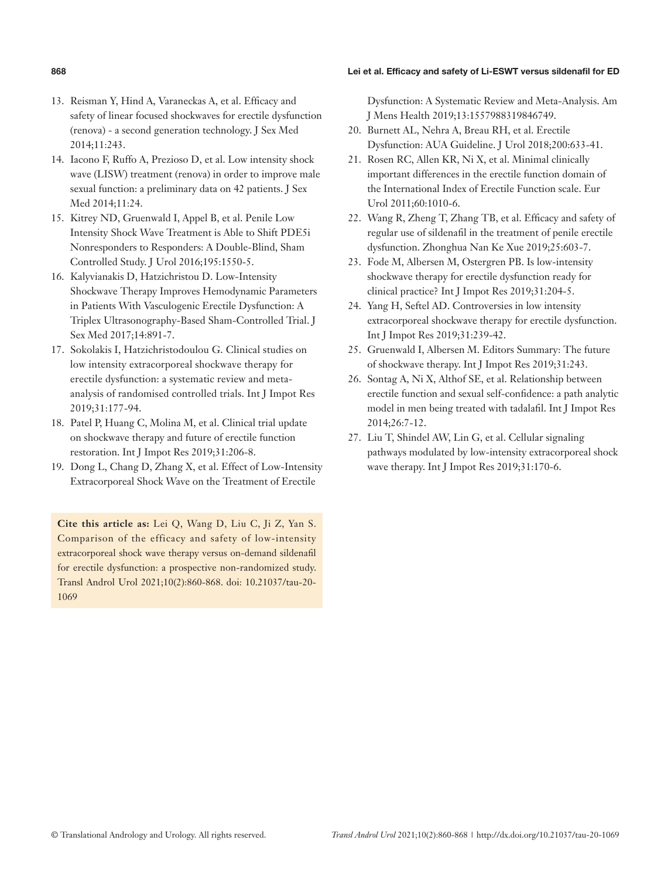13. Reisman Y, Hind A, Varaneckas A, et al. Efficacy and safety of linear focused shockwaves for erectile dysfunction (renova) - a second generation technology. J Sex Med 2014;11:243.
14. Iacono F, Ruffo A, Prezioso D, et al. Low intensity shock wave (LISW) treatment (renova) in order to improve male sexual function: a preliminary data on 42 patients. J Sex Med 2014;11:24.
15. Kitrey ND, Gruenwald I, Appel B, et al. Penile Low Intensity Shock Wave Treatment is Able to Shift PDE5i Nonresponders to Responders: A Double-Blind, Sham Controlled Study. J Urol 2016;195:1550-5.
16. Kalyvianakis D, Hatzichristou D. Low-Intensity Shockwave Therapy Improves Hemodynamic Parameters in Patients With Vasculogenic Erectile Dysfunction: A Triplex Ultrasonography-Based Sham-Controlled Trial. J Sex Med 2017;14:891-7.
17. Sokolakis I, Hatzichristodoulou G. Clinical studies on low intensity extracorporeal shockwave therapy for erectile dysfunction: a systematic review and meta-analysis of randomised controlled trials. Int J Impot Res 2019;31:177-94.
18. Patel P, Huang C, Molina M, et al. Clinical trial update on shockwave therapy and future of erectile function restoration. Int J Impot Res 2019;31:206-8.
19. Dong L, Chang D, Zhang X, et al. Effect of Low-Intensity Extracorporeal Shock Wave on the Treatment of Erectile Dysfunction: A Systematic Review and Meta-Analysis. Am J Mens Health 2019;13:1557988319846749.
20. Burnett AL, Nehra A, Breau RH, et al. Erectile Dysfunction: AUA Guideline. J Urol 2018;200:633-41.
21. Rosen RC, Allen KR, Ni X, et al. Minimal clinically important differences in the erectile function domain of the International Index of Erectile Function scale. Eur Urol 2011;60:1010-6.
22. Wang R, Zheng T, Zhang TB, et al. Efficacy and safety of regular use of sildenafil in the treatment of penile erectile dysfunction. Zhonghua Nan Ke Xue 2019;25:603-7.
23. Fode M, Albersen M, Ostergren PB. Is low-intensity shockwave therapy for erectile dysfunction ready for clinical practice? Int J Impot Res 2019;31:204-5.
24. Yang H, Seftel AD. Controversies in low intensity extracorporeal shockwave therapy for erectile dysfunction. Int J Impot Res 2019;31:239-42.
25. Gruenwald I, Albersen M. Editors Summary: The future of shockwave therapy. Int J Impot Res 2019;31:243.
26. Sontag A, Ni X, Althof SE, et al. Relationship between erectile function and sexual self-confidence: a path analytic model in men being treated with tadalafil. Int J Impot Res 2014;26:7-12.
27. Liu T, Shindel AW, Lin G, et al. Cellular signaling pathways modulated by low-intensity extracorporeal shock wave therapy. Int J Impot Res 2019;31:170-6.

**Cite this article as:** Lei Q, Wang D, Liu C, Ji Z, Yan S. Comparison of the efficacy and safety of low-intensity extracorporeal shock wave therapy versus on-demand sildenafil for erectile dysfunction: a prospective non-randomized study. Transl Androl Urol 2021;10(2):860-868. doi: 10.21037/tau-20-1069